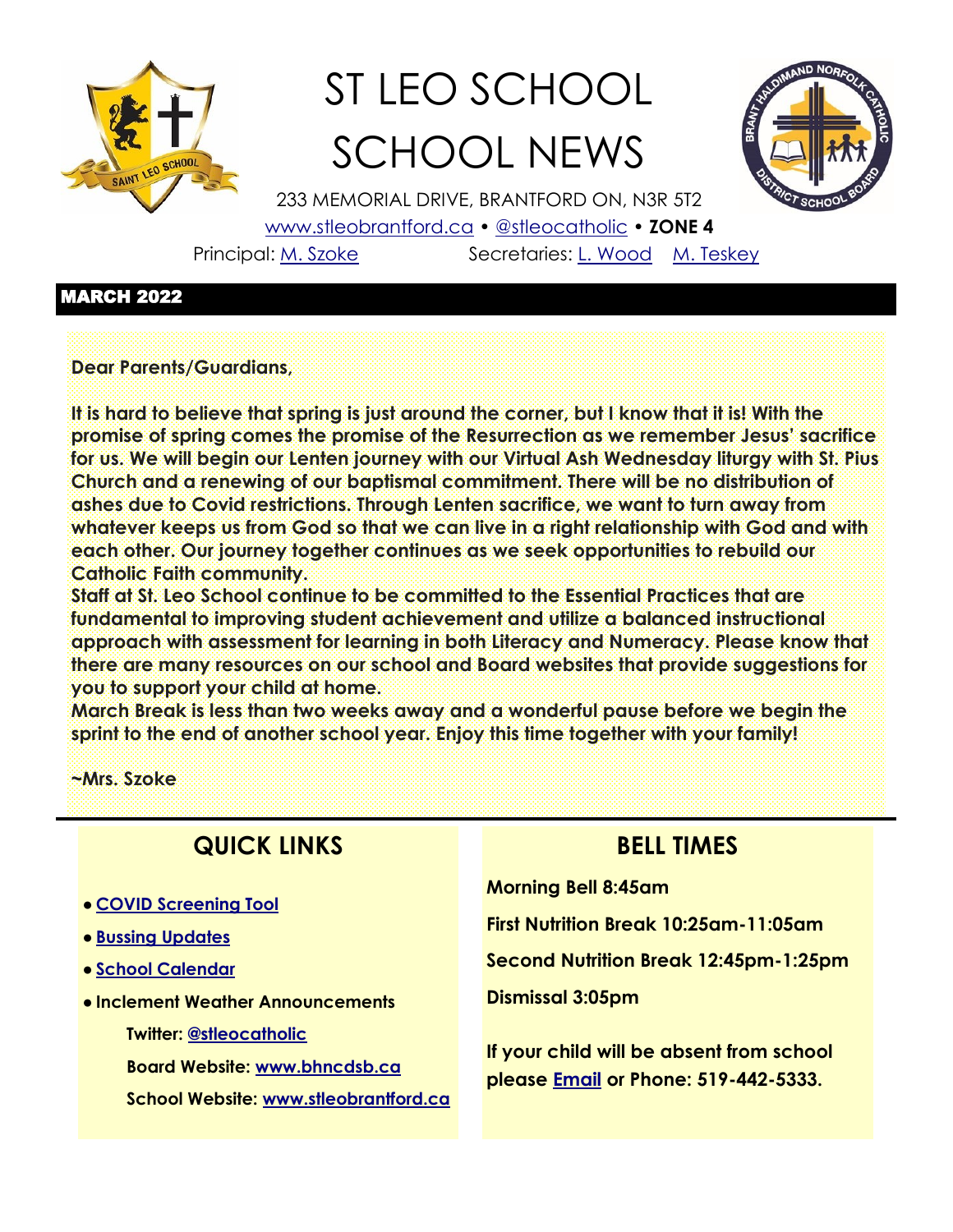# ST LEO SCHOOL SCHOOL NEWS

233 MEMORIAL DRIVE, BRANTFORD ON, N3R 5T2

www.stleobrantford.ca • @stleocatholic • **ZONE 4**

Principal: M. Szoke Secretaries: L. Wood M. Teskey

## MARCH 2022

**Dear Parents/Guardians,**

**It is hard to believe that spring is just around the corner, but I know that it is! With the promise of spring comes the promise of the Resurrection as we remember Jesus' sacrifice for us. We will begin our Lenten journey with our Virtual Ash Wednesday liturgy with St. Pius Church and a renewing of our baptismal commitment. There will be no distribution of ashes due to Covid restrictions. Through Lenten sacrifice, we want to turn away from whatever keeps us from God so that we can live in a right relationship with God and with each other. Our journey together continues as we seek opportunities to rebuild our Catholic Faith community.**

**Staff at St. Leo School continue to be committed to the Essential Practices that are fundamental to improving student achievement and utilize a balanced instructional approach with assessment for learning in both Literacy and Numeracy. Please know that there are many resources on our school and Board websites that provide suggestions for you to support your child at home.**

**March Break is less than two weeks away and a wonderful pause before we begin the sprint to the end of another school year. Enjoy this time together with your family!**

**~Mrs. Szoke**

## QUICK LINKS

- **COVID Screening Tool**
- **Bussing Updates**
- **School Calendar**
- **Inclement Weather Announcements**

  **Twitter: @stleocatholic**

  **Board Website: www.bhncdsb.ca**

  **School Website: www.stleobrantford.ca**

## BELL TIMES

**Morning Bell 8:45am**

**First Nutrition Break 10:25am-11:05am**

**Second Nutrition Break 12:45pm-1:25pm**

**Dismissal 3:05pm**

**If your child will be absent from school please Email or Phone: 519-442-5333.**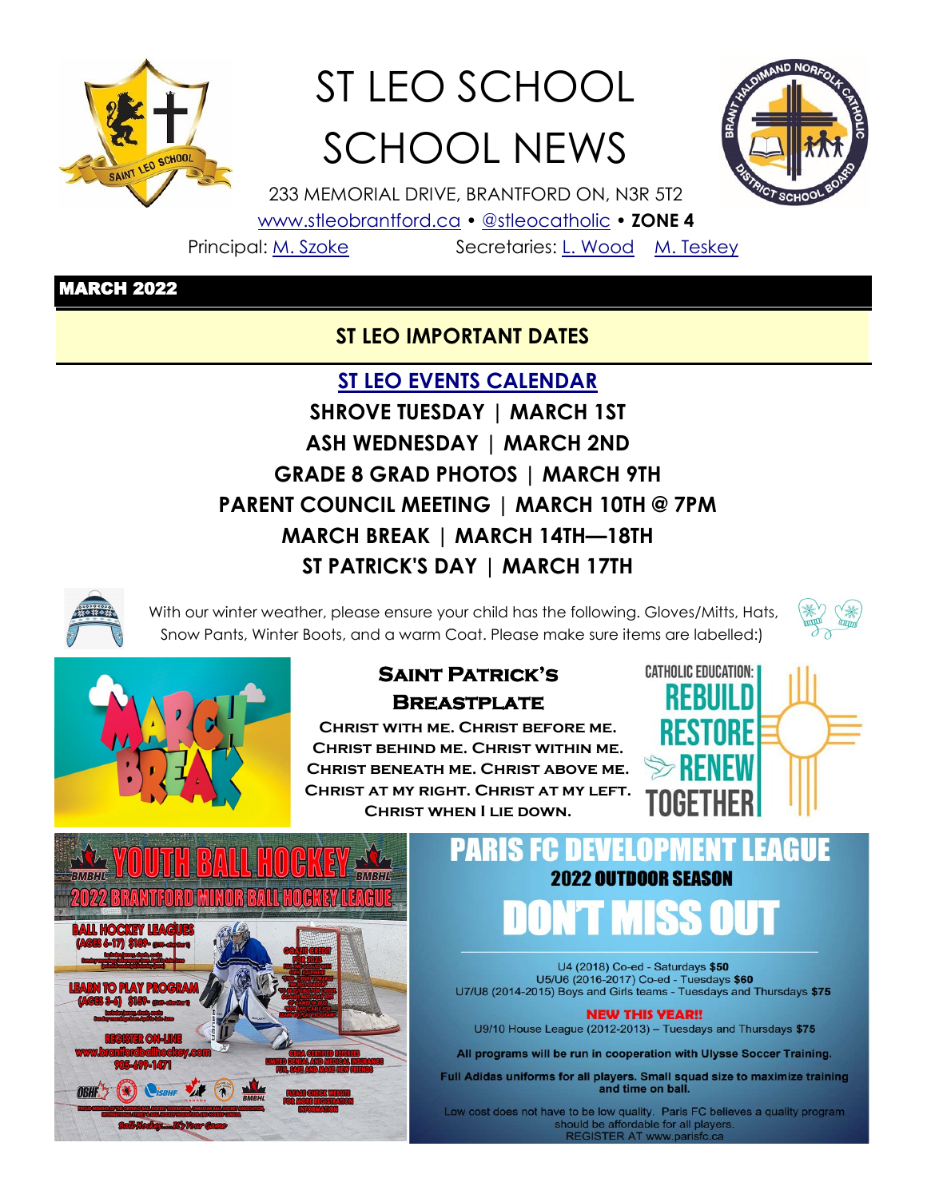# ST LEO SCHOOL SCHOOL NEWS

233 MEMORIAL DRIVE, BRANTFORD ON, N3R 5T2

www.stleobrantford.ca • @stleocatholic • **ZONE 4**

Principal: M. Szoke Secretaries: L. Wood M. Teskey

## MARCH 2022

## ST LEO IMPORTANT DATES

**ST LEO EVENTS CALENDAR**

**SHROVE TUESDAY | MARCH 1ST**

**ASH WEDNESDAY | MARCH 2ND**

**GRADE 8 GRAD PHOTOS | MARCH 9TH**

**PARENT COUNCIL MEETING | MARCH 10TH @ 7PM**

**MARCH BREAK | MARCH 14TH—18TH**

**ST PATRICK'S DAY | MARCH 17TH**

With our winter weather, please ensure your child has the following. Gloves/Mitts, Hats, Snow Pants, Winter Boots, and a warm Coat. Please make sure items are labelled:)

### Saint Patrick's Breastplate

**Christ with me. Christ before me. Christ behind me. Christ within me. Christ beneath me. Christ above me. Christ at my right. Christ at my left. Christ when I lie down.**

CATHOLIC EDUCATION: REBUILD RESTORE RENEW TOGETHER

## PARIS FC DEVELOPMENT LEAGUE

**2022 OUTDOOR SEASON**

**DON'T MISS OUT**

U4 (2018) Co-ed - Saturdays **$50**
U5/U6 (2016-2017) Co-ed - Tuesdays **$60**
U7/U8 (2014-2015) Boys and Girls teams - Tuesdays and Thursdays **$75**

**NEW THIS YEAR!!**
U9/10 House League (2012-2013) – Tuesdays and Thursdays **$75**

All programs will be run in cooperation with Ulysse Soccer Training.

Full Adidas uniforms for all players. Small squad size to maximize training and time on ball.

Low cost does not have to be low quality. Paris FC believes a quality program should be affordable for all players.
REGISTER AT www.parisfc.ca